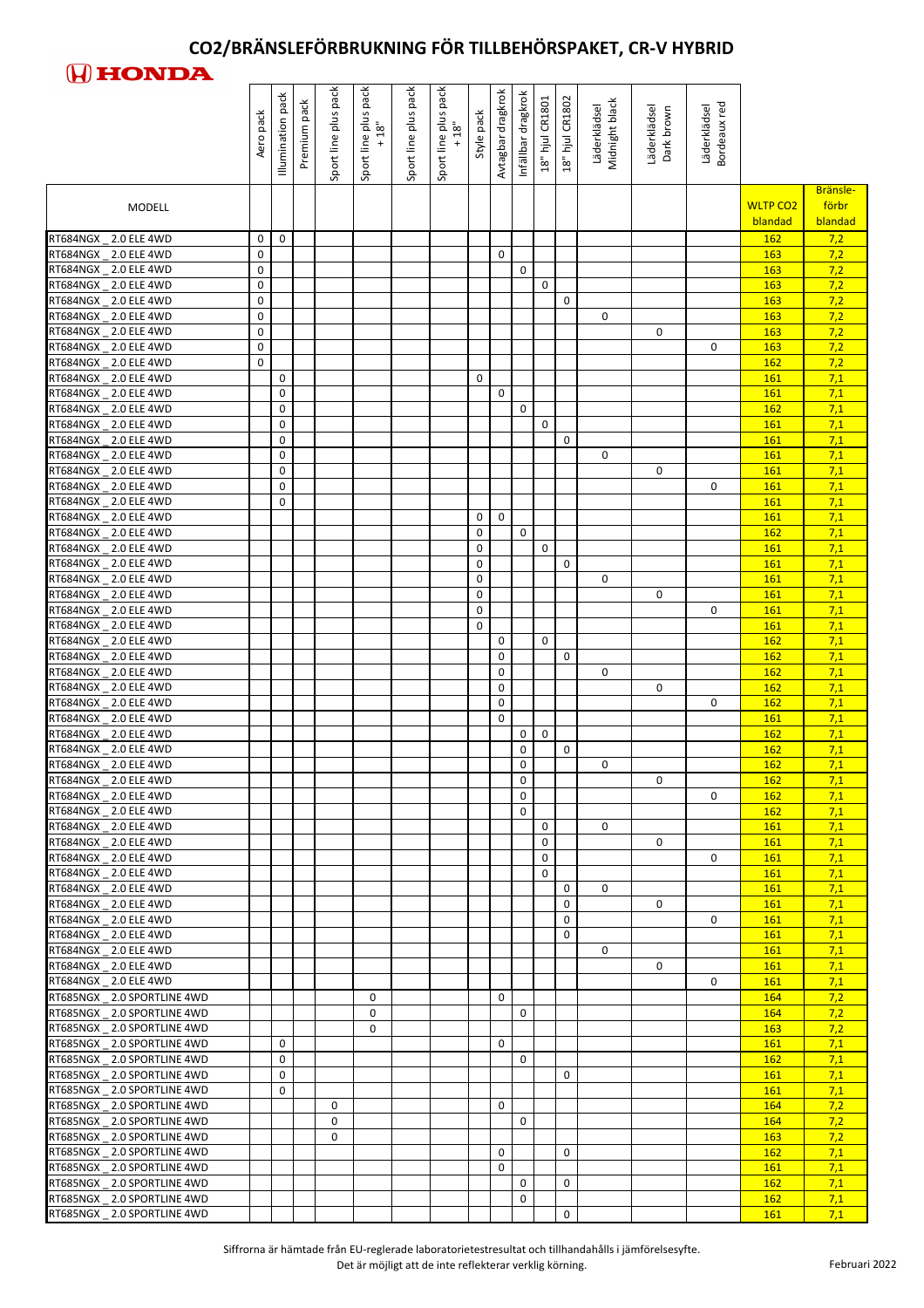# $CO_2$/BRÄNSLEFÖRBRUKNING FÖR TILLBEHÖRSPAKET, CR-V HYBRID

HONDA

| MODELL | Aero pack | Illumination pack | Premium pack | Sport line plus pack | Sport line plus pack + 18" | Sport line plus pack | Sport line plus pack + 18" | Style pack | Avtagbar dragkrok | Infällbar dragkrok | 18" hjul CR1801 | 18" hjul CR1802 | Läderklädsel Midnight black | Läderklädsel Dark brown | Läderklädsel Bordeaux red | WLTP $CO_2$ blandad | Bränsle-förbr blandad |
|---|---|---|---|---|---|---|---|---|---|---|---|---|---|---|---|---|---|
| RT684NGX _ 2.0 ELE 4WD | 0 | 0 | | | | | | | | | | | | | | 162 | 7,2 |
| RT684NGX _ 2.0 ELE 4WD | 0 | | | | | | | | 0 | | | | | | | 163 | 7,2 |
| RT684NGX _ 2.0 ELE 4WD | 0 | | | | | | | | | 0 | | | | | | 163 | 7,2 |
| RT684NGX _ 2.0 ELE 4WD | 0 | | | | | | | | | | 0 | | | | | 163 | 7,2 |
| RT684NGX _ 2.0 ELE 4WD | 0 | | | | | | | | | | | 0 | | | | 163 | 7,2 |
| RT684NGX _ 2.0 ELE 4WD | 0 | | | | | | | | | | | | 0 | | | 163 | 7,2 |
| RT684NGX _ 2.0 ELE 4WD | 0 | | | | | | | | | | | | | 0 | | 163 | 7,2 |
| RT684NGX _ 2.0 ELE 4WD | 0 | | | | | | | | | | | | | | 0 | 163 | 7,2 |
| RT684NGX _ 2.0 ELE 4WD | 0 | | | | | | | | | | | | | | | 162 | 7,2 |
| RT684NGX _ 2.0 ELE 4WD | | 0 | | | | | | 0 | | | | | | | | 161 | 7,1 |
| RT684NGX _ 2.0 ELE 4WD | | 0 | | | | | | | 0 | | | | | | | 161 | 7,1 |
| RT684NGX _ 2.0 ELE 4WD | | 0 | | | | | | | | 0 | | | | | | 162 | 7,1 |
| RT684NGX _ 2.0 ELE 4WD | | 0 | | | | | | | | | 0 | | | | | 161 | 7,1 |
| RT684NGX _ 2.0 ELE 4WD | | 0 | | | | | | | | | | 0 | | | | 161 | 7,1 |
| RT684NGX _ 2.0 ELE 4WD | | 0 | | | | | | | | | | | 0 | | | 161 | 7,1 |
| RT684NGX _ 2.0 ELE 4WD | | 0 | | | | | | | | | | | | 0 | | 161 | 7,1 |
| RT684NGX _ 2.0 ELE 4WD | | 0 | | | | | | | | | | | | | 0 | 161 | 7,1 |
| RT684NGX _ 2.0 ELE 4WD | | 0 | | | | | | | | | | | | | | 161 | 7,1 |
| RT684NGX _ 2.0 ELE 4WD | | | | | | | | 0 | 0 | | | | | | | 161 | 7,1 |
| RT684NGX _ 2.0 ELE 4WD | | | | | | | | 0 | | 0 | | | | | | 162 | 7,1 |
| RT684NGX _ 2.0 ELE 4WD | | | | | | | | 0 | | | 0 | | | | | 161 | 7,1 |
| RT684NGX _ 2.0 ELE 4WD | | | | | | | | 0 | | | | 0 | | | | 161 | 7,1 |
| RT684NGX _ 2.0 ELE 4WD | | | | | | | | 0 | | | | | 0 | | | 161 | 7,1 |
| RT684NGX _ 2.0 ELE 4WD | | | | | | | | 0 | | | | | | 0 | | 161 | 7,1 |
| RT684NGX _ 2.0 ELE 4WD | | | | | | | | 0 | | | | | | | 0 | 161 | 7,1 |
| RT684NGX _ 2.0 ELE 4WD | | | | | | | | 0 | | | | | | | | 161 | 7,1 |
| RT684NGX _ 2.0 ELE 4WD | | | | | | | | | 0 | | 0 | | | | | 162 | 7,1 |
| RT684NGX _ 2.0 ELE 4WD | | | | | | | | | 0 | | | 0 | | | | 162 | 7,1 |
| RT684NGX _ 2.0 ELE 4WD | | | | | | | | | 0 | | | | 0 | | | 162 | 7,1 |
| RT684NGX _ 2.0 ELE 4WD | | | | | | | | | 0 | | | | | 0 | | 162 | 7,1 |
| RT684NGX _ 2.0 ELE 4WD | | | | | | | | | 0 | | | | | | 0 | 162 | 7,1 |
| RT684NGX _ 2.0 ELE 4WD | | | | | | | | | 0 | | | | | | | 161 | 7,1 |
| RT684NGX _ 2.0 ELE 4WD | | | | | | | | | | 0 | 0 | | | | | 162 | 7,1 |
| RT684NGX _ 2.0 ELE 4WD | | | | | | | | | | 0 | | 0 | | | | 162 | 7,1 |
| RT684NGX _ 2.0 ELE 4WD | | | | | | | | | | 0 | | | 0 | | | 162 | 7,1 |
| RT684NGX _ 2.0 ELE 4WD | | | | | | | | | | 0 | | | | 0 | | 162 | 7,1 |
| RT684NGX _ 2.0 ELE 4WD | | | | | | | | | | 0 | | | | | 0 | 162 | 7,1 |
| RT684NGX _ 2.0 ELE 4WD | | | | | | | | | | 0 | | | | | | 162 | 7,1 |
| RT684NGX _ 2.0 ELE 4WD | | | | | | | | | | | 0 | | 0 | | | 161 | 7,1 |
| RT684NGX _ 2.0 ELE 4WD | | | | | | | | | | | 0 | | | 0 | | 161 | 7,1 |
| RT684NGX _ 2.0 ELE 4WD | | | | | | | | | | | 0 | | | | 0 | 161 | 7,1 |
| RT684NGX _ 2.0 ELE 4WD | | | | | | | | | | | 0 | | | | | 161 | 7,1 |
| RT684NGX _ 2.0 ELE 4WD | | | | | | | | | | | | 0 | 0 | | | 161 | 7,1 |
| RT684NGX _ 2.0 ELE 4WD | | | | | | | | | | | | 0 | | 0 | | 161 | 7,1 |
| RT684NGX _ 2.0 ELE 4WD | | | | | | | | | | | | 0 | | | 0 | 161 | 7,1 |
| RT684NGX _ 2.0 ELE 4WD | | | | | | | | | | | | 0 | | | | 161 | 7,1 |
| RT684NGX _ 2.0 ELE 4WD | | | | | | | | | | | | | 0 | | | 161 | 7,1 |
| RT684NGX _ 2.0 ELE 4WD | | | | | | | | | | | | | | 0 | | 161 | 7,1 |
| RT684NGX _ 2.0 ELE 4WD | | | | | | | | | | | | | | | 0 | 161 | 7,1 |
| RT685NGX _ 2.0 SPORTLINE 4WD | | | | | 0 | | | | 0 | | | | | | | 164 | 7,2 |
| RT685NGX _ 2.0 SPORTLINE 4WD | | | | | 0 | | | | | 0 | | | | | | 164 | 7,2 |
| RT685NGX _ 2.0 SPORTLINE 4WD | | | | | 0 | | | | | | | | | | | 163 | 7,2 |
| RT685NGX _ 2.0 SPORTLINE 4WD | | 0 | | | | | | | 0 | | | | | | | 161 | 7,1 |
| RT685NGX _ 2.0 SPORTLINE 4WD | | 0 | | | | | | | | 0 | | | | | | 162 | 7,1 |
| RT685NGX _ 2.0 SPORTLINE 4WD | | 0 | | | | | | | | | | 0 | | | | 161 | 7,1 |
| RT685NGX _ 2.0 SPORTLINE 4WD | | 0 | | | | | | | | | | | | | | 161 | 7,1 |
| RT685NGX _ 2.0 SPORTLINE 4WD | | | | 0 | | | | | 0 | | | | | | | 164 | 7,2 |
| RT685NGX _ 2.0 SPORTLINE 4WD | | | | 0 | | | | | | 0 | | | | | | 164 | 7,2 |
| RT685NGX _ 2.0 SPORTLINE 4WD | | | | 0 | | | | | | | | | | | | 163 | 7,2 |
| RT685NGX _ 2.0 SPORTLINE 4WD | | | | | | | | | 0 | | | 0 | | | | 162 | 7,1 |
| RT685NGX _ 2.0 SPORTLINE 4WD | | | | | | | | | 0 | | | | | | | 161 | 7,1 |
| RT685NGX _ 2.0 SPORTLINE 4WD | | | | | | | | | | 0 | | 0 | | | | 162 | 7,1 |
| RT685NGX _ 2.0 SPORTLINE 4WD | | | | | | | | | | 0 | | | | | | 162 | 7,1 |
| RT685NGX _ 2.0 SPORTLINE 4WD | | | | | | | | | | | | 0 | | | | 161 | 7,1 |

Siffrorna är hämtade från EU-reglerade laboratorietestresultat och tillhandahålls i jämförelsesyfte.
Det är möjligt att de inte reflekterar verklig körning.

Februari 2022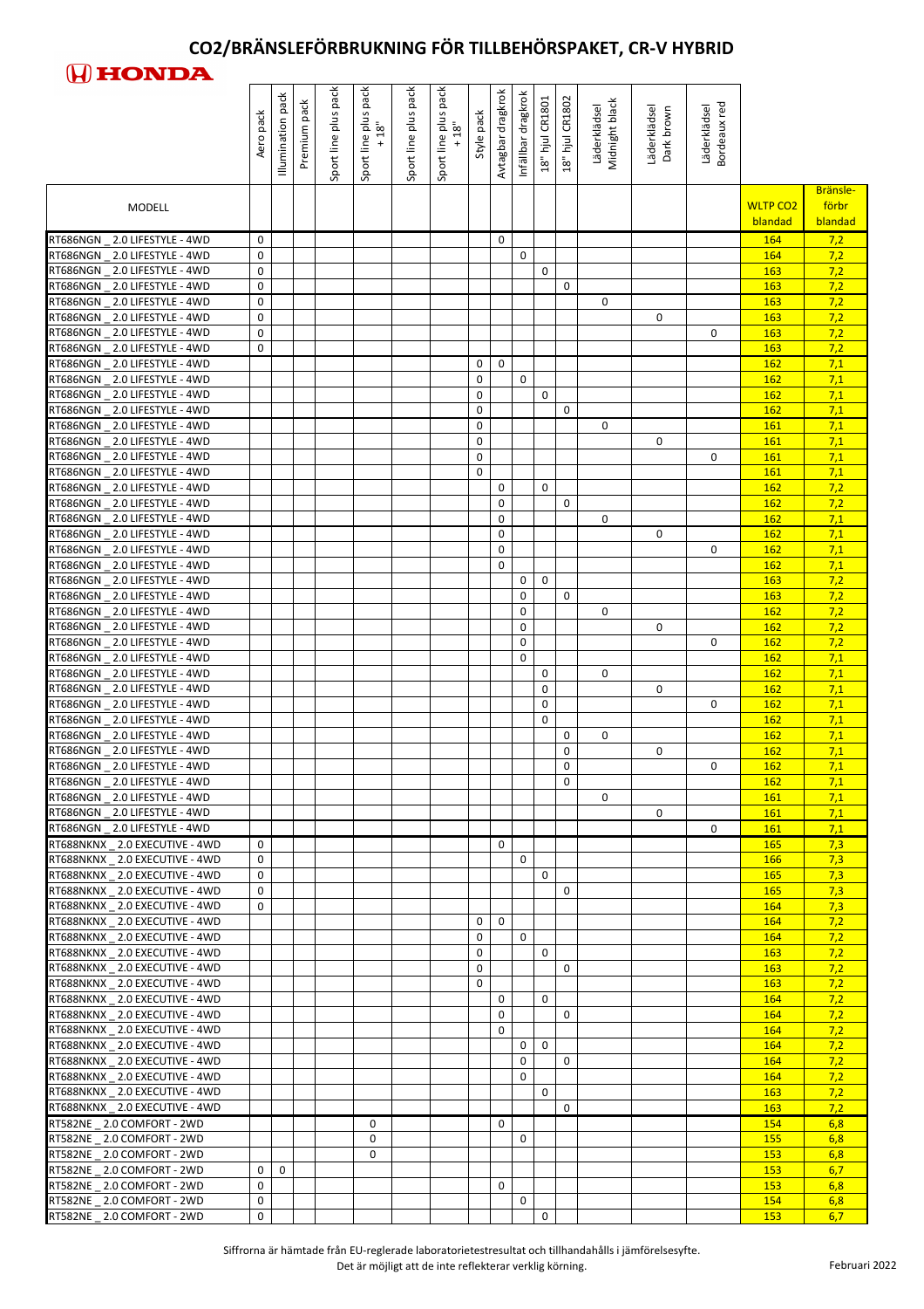# CO2/BRÄNSLEFÖRBRUKNING FÖR TILLBEHÖRSPAKET, CR-V HYBRID

HONDA

| MODELL | Aero pack | Illumination pack | Premium pack | Sport line plus pack | Sport line plus pack + 18" | Sport line plus pack | Sport line plus pack + 18" | Style pack | Avtagbar dragkrok | Infällbar dragkrok | 18" hjul CR1801 | 18" hjul CR1802 | Läderklädsel Midnight black | Läderklädsel Dark brown | Läderklädsel Bordeaux red | WLTP CO2 blandad | Bränsle-förbr blandad |
|---|---|---|---|---|---|---|---|---|---|---|---|---|---|---|---|---|---|
| RT686NGN _ 2.0 LIFESTYLE - 4WD | 0 | | | | | | | | 0 | | | | | | | 164 | 7,2 |
| RT686NGN _ 2.0 LIFESTYLE - 4WD | 0 | | | | | | | | | 0 | | | | | | 164 | 7,2 |
| RT686NGN _ 2.0 LIFESTYLE - 4WD | 0 | | | | | | | | | | 0 | | | | | 163 | 7,2 |
| RT686NGN _ 2.0 LIFESTYLE - 4WD | 0 | | | | | | | | | | | 0 | | | | 163 | 7,2 |
| RT686NGN _ 2.0 LIFESTYLE - 4WD | 0 | | | | | | | | | | | | 0 | | | 163 | 7,2 |
| RT686NGN _ 2.0 LIFESTYLE - 4WD | 0 | | | | | | | | | | | | | 0 | | 163 | 7,2 |
| RT686NGN _ 2.0 LIFESTYLE - 4WD | 0 | | | | | | | | | | | | | | 0 | 163 | 7,2 |
| RT686NGN _ 2.0 LIFESTYLE - 4WD | 0 | | | | | | | | | | | | | | | 163 | 7,2 |
| RT686NGN _ 2.0 LIFESTYLE - 4WD | | | | | | | | 0 | 0 | | | | | | | 162 | 7,1 |
| RT686NGN _ 2.0 LIFESTYLE - 4WD | | | | | | | | 0 | | 0 | | | | | | 162 | 7,1 |
| RT686NGN _ 2.0 LIFESTYLE - 4WD | | | | | | | | 0 | | | 0 | | | | | 162 | 7,1 |
| RT686NGN _ 2.0 LIFESTYLE - 4WD | | | | | | | | 0 | | | | 0 | | | | 162 | 7,1 |
| RT686NGN _ 2.0 LIFESTYLE - 4WD | | | | | | | | 0 | | | | | 0 | | | 161 | 7,1 |
| RT686NGN _ 2.0 LIFESTYLE - 4WD | | | | | | | | 0 | | | | | | 0 | | 161 | 7,1 |
| RT686NGN _ 2.0 LIFESTYLE - 4WD | | | | | | | | 0 | | | | | | | 0 | 161 | 7,1 |
| RT686NGN _ 2.0 LIFESTYLE - 4WD | | | | | | | | 0 | | | | | | | | 161 | 7,1 |
| RT686NGN _ 2.0 LIFESTYLE - 4WD | | | | | | | | | 0 | | 0 | | | | | 162 | 7,2 |
| RT686NGN _ 2.0 LIFESTYLE - 4WD | | | | | | | | | 0 | | | 0 | | | | 162 | 7,2 |
| RT686NGN _ 2.0 LIFESTYLE - 4WD | | | | | | | | | 0 | | | | 0 | | | 162 | 7,1 |
| RT686NGN _ 2.0 LIFESTYLE - 4WD | | | | | | | | | 0 | | | | | 0 | | 162 | 7,1 |
| RT686NGN _ 2.0 LIFESTYLE - 4WD | | | | | | | | | 0 | | | | | | 0 | 162 | 7,1 |
| RT686NGN _ 2.0 LIFESTYLE - 4WD | | | | | | | | | 0 | | | | | | | 162 | 7,1 |
| RT686NGN _ 2.0 LIFESTYLE - 4WD | | | | | | | | | | 0 | 0 | | | | | 163 | 7,2 |
| RT686NGN _ 2.0 LIFESTYLE - 4WD | | | | | | | | | | 0 | | 0 | | | | 163 | 7,2 |
| RT686NGN _ 2.0 LIFESTYLE - 4WD | | | | | | | | | | 0 | | | 0 | | | 162 | 7,2 |
| RT686NGN _ 2.0 LIFESTYLE - 4WD | | | | | | | | | | 0 | | | | 0 | | 162 | 7,2 |
| RT686NGN _ 2.0 LIFESTYLE - 4WD | | | | | | | | | | 0 | | | | | 0 | 162 | 7,2 |
| RT686NGN _ 2.0 LIFESTYLE - 4WD | | | | | | | | | | 0 | | | | | | 162 | 7,1 |
| RT686NGN _ 2.0 LIFESTYLE - 4WD | | | | | | | | | | | 0 | | 0 | | | 162 | 7,1 |
| RT686NGN _ 2.0 LIFESTYLE - 4WD | | | | | | | | | | | 0 | | | 0 | | 162 | 7,1 |
| RT686NGN _ 2.0 LIFESTYLE - 4WD | | | | | | | | | | | 0 | | | | 0 | 162 | 7,1 |
| RT686NGN _ 2.0 LIFESTYLE - 4WD | | | | | | | | | | | 0 | | | | | 162 | 7,1 |
| RT686NGN _ 2.0 LIFESTYLE - 4WD | | | | | | | | | | | | 0 | 0 | | | 162 | 7,1 |
| RT686NGN _ 2.0 LIFESTYLE - 4WD | | | | | | | | | | | | 0 | | 0 | | 162 | 7,1 |
| RT686NGN _ 2.0 LIFESTYLE - 4WD | | | | | | | | | | | | 0 | | | 0 | 162 | 7,1 |
| RT686NGN _ 2.0 LIFESTYLE - 4WD | | | | | | | | | | | | 0 | | | | 162 | 7,1 |
| RT686NGN _ 2.0 LIFESTYLE - 4WD | | | | | | | | | | | | | 0 | | | 161 | 7,1 |
| RT686NGN _ 2.0 LIFESTYLE - 4WD | | | | | | | | | | | | | | 0 | | 161 | 7,1 |
| RT686NGN _ 2.0 LIFESTYLE - 4WD | | | | | | | | | | | | | | | 0 | 161 | 7,1 |
| RT688NKNX _ 2.0 EXECUTIVE - 4WD | 0 | | | | | | | | 0 | | | | | | | 165 | 7,3 |
| RT688NKNX _ 2.0 EXECUTIVE - 4WD | 0 | | | | | | | | | 0 | | | | | | 166 | 7,3 |
| RT688NKNX _ 2.0 EXECUTIVE - 4WD | 0 | | | | | | | | | | 0 | | | | | 165 | 7,3 |
| RT688NKNX _ 2.0 EXECUTIVE - 4WD | 0 | | | | | | | | | | | 0 | | | | 165 | 7,3 |
| RT688NKNX _ 2.0 EXECUTIVE - 4WD | 0 | | | | | | | | | | | | | | | 164 | 7,3 |
| RT688NKNX _ 2.0 EXECUTIVE - 4WD | | | | | | | | 0 | 0 | | | | | | | 164 | 7,2 |
| RT688NKNX _ 2.0 EXECUTIVE - 4WD | | | | | | | | 0 | | 0 | | | | | | 164 | 7,2 |
| RT688NKNX _ 2.0 EXECUTIVE - 4WD | | | | | | | | 0 | | | 0 | | | | | 163 | 7,2 |
| RT688NKNX _ 2.0 EXECUTIVE - 4WD | | | | | | | | 0 | | | | 0 | | | | 163 | 7,2 |
| RT688NKNX _ 2.0 EXECUTIVE - 4WD | | | | | | | | 0 | | | | | | | | 163 | 7,2 |
| RT688NKNX _ 2.0 EXECUTIVE - 4WD | | | | | | | | | 0 | | 0 | | | | | 164 | 7,2 |
| RT688NKNX _ 2.0 EXECUTIVE - 4WD | | | | | | | | | 0 | | | 0 | | | | 164 | 7,2 |
| RT688NKNX _ 2.0 EXECUTIVE - 4WD | | | | | | | | | 0 | | | | | | | 164 | 7,2 |
| RT688NKNX _ 2.0 EXECUTIVE - 4WD | | | | | | | | | | 0 | 0 | | | | | 164 | 7,2 |
| RT688NKNX _ 2.0 EXECUTIVE - 4WD | | | | | | | | | | 0 | | 0 | | | | 164 | 7,2 |
| RT688NKNX _ 2.0 EXECUTIVE - 4WD | | | | | | | | | | 0 | | | | | | 164 | 7,2 |
| RT688NKNX _ 2.0 EXECUTIVE - 4WD | | | | | | | | | | | 0 | | | | | 163 | 7,2 |
| RT688NKNX _ 2.0 EXECUTIVE - 4WD | | | | | | | | | | | | 0 | | | | 163 | 7,2 |
| RT582NE _ 2.0 COMFORT - 2WD | | | | | 0 | | | | 0 | | | | | | | 154 | 6,8 |
| RT582NE _ 2.0 COMFORT - 2WD | | | | | 0 | | | | | 0 | | | | | | 155 | 6,8 |
| RT582NE _ 2.0 COMFORT - 2WD | | | | | 0 | | | | | | | | | | | 153 | 6,8 |
| RT582NE _ 2.0 COMFORT - 2WD | 0 | 0 | | | | | | | | | | | | | | 153 | 6,7 |
| RT582NE _ 2.0 COMFORT - 2WD | 0 | | | | | | | | 0 | | | | | | | 153 | 6,8 |
| RT582NE _ 2.0 COMFORT - 2WD | 0 | | | | | | | | | 0 | | | | | | 154 | 6,8 |
| RT582NE _ 2.0 COMFORT - 2WD | 0 | | | | | | | | | | 0 | | | | | 153 | 6,7 |

Siffrorna är hämtade från EU-reglerade laboratorietestresultat och tillhandahålls i jämförelsesyfte.
Det är möjligt att de inte reflekterar verklig körning.

Februari 2022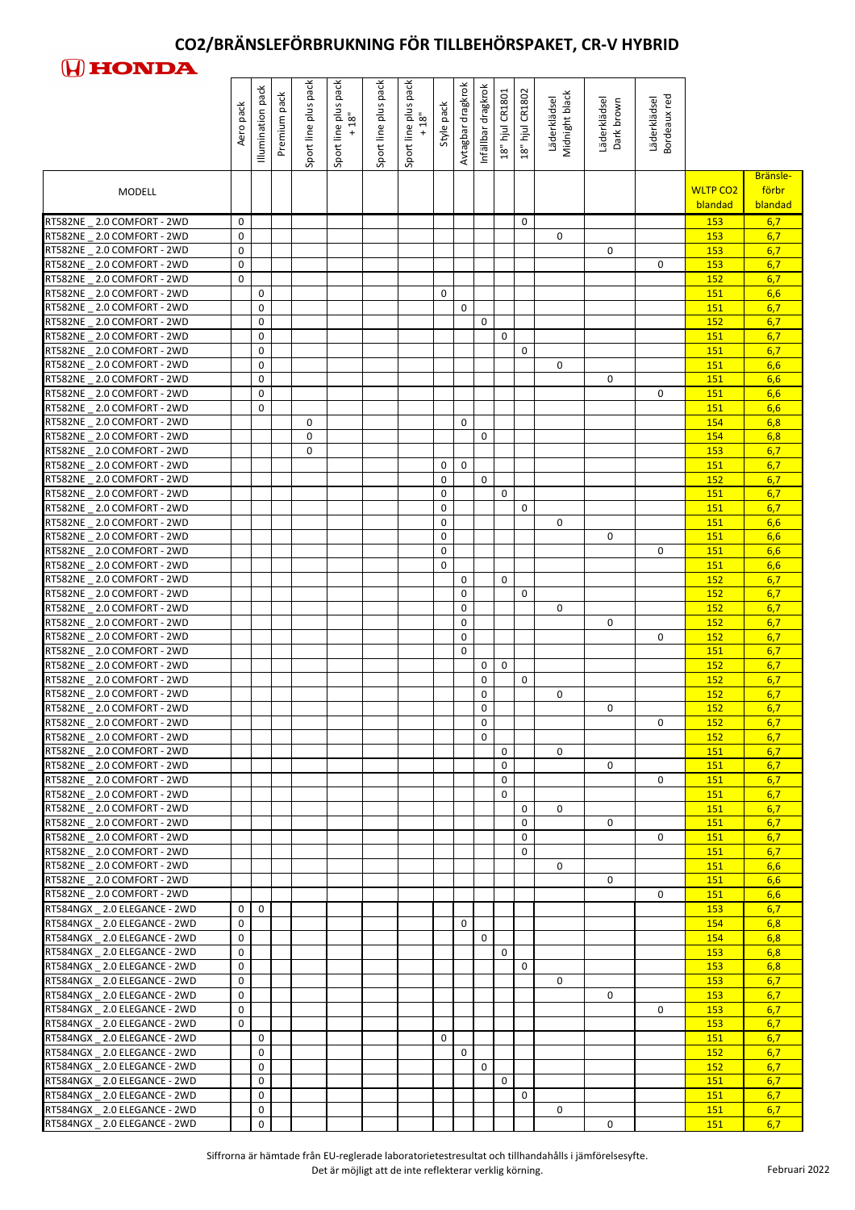# CO2/BRÄNSLEFÖRBRUKNING FÖR TILLBEHÖRSPAKET, CR-V HYBRID

**HONDA**

| MODELL | Aero pack | Illumination pack | Premium pack | Sport line plus pack | Sport line plus pack + 18" | Sport line plus pack | Sport line plus pack + 18" | Style pack | Avtagbar dragkrok | Infällbar dragkrok | 18" hjul CR1801 | 18" hjul CR1802 | Läderklädsel Midnight black | Läderklädsel Dark brown | Läderklädsel Bordeaux red | WLTP CO2 blandad | Bränsle-förbr blandad |
|---|---|---|---|---|---|---|---|---|---|---|---|---|---|---|---|---|---|
| RT582NE _ 2.0 COMFORT - 2WD | 0 | | | | | | | | | | | 0 | | | | 153 | 6,7 |
| RT582NE _ 2.0 COMFORT - 2WD | 0 | | | | | | | | | | | | 0 | | | 153 | 6,7 |
| RT582NE _ 2.0 COMFORT - 2WD | 0 | | | | | | | | | | | | | 0 | | 153 | 6,7 |
| RT582NE _ 2.0 COMFORT - 2WD | 0 | | | | | | | | | | | | | | 0 | 153 | 6,7 |
| RT582NE _ 2.0 COMFORT - 2WD | 0 | | | | | | | | | | | | | | | 152 | 6,7 |
| RT582NE _ 2.0 COMFORT - 2WD | | 0 | | | | | | 0 | | | | | | | | 151 | 6,6 |
| RT582NE _ 2.0 COMFORT - 2WD | | 0 | | | | | | | 0 | | | | | | | 151 | 6,7 |
| RT582NE _ 2.0 COMFORT - 2WD | | 0 | | | | | | | | 0 | | | | | | 152 | 6,7 |
| RT582NE _ 2.0 COMFORT - 2WD | | 0 | | | | | | | | | 0 | | | | | 151 | 6,7 |
| RT582NE _ 2.0 COMFORT - 2WD | | 0 | | | | | | | | | | 0 | | | | 151 | 6,7 |
| RT582NE _ 2.0 COMFORT - 2WD | | 0 | | | | | | | | | | | 0 | | | 151 | 6,6 |
| RT582NE _ 2.0 COMFORT - 2WD | | 0 | | | | | | | | | | | | 0 | | 151 | 6,6 |
| RT582NE _ 2.0 COMFORT - 2WD | | 0 | | | | | | | | | | | | | 0 | 151 | 6,6 |
| RT582NE _ 2.0 COMFORT - 2WD | | 0 | | | | | | | | | | | | | | 151 | 6,6 |
| RT582NE _ 2.0 COMFORT - 2WD | | | | 0 | | | | | 0 | | | | | | | 154 | 6,8 |
| RT582NE _ 2.0 COMFORT - 2WD | | | | 0 | | | | | | 0 | | | | | | 154 | 6,8 |
| RT582NE _ 2.0 COMFORT - 2WD | | | | 0 | | | | | | | | | | | | 153 | 6,7 |
| RT582NE _ 2.0 COMFORT - 2WD | | | | | | | | 0 | 0 | | | | | | | 151 | 6,7 |
| RT582NE _ 2.0 COMFORT - 2WD | | | | | | | | 0 | | 0 | | | | | | 152 | 6,7 |
| RT582NE _ 2.0 COMFORT - 2WD | | | | | | | | 0 | | | 0 | | | | | 151 | 6,7 |
| RT582NE _ 2.0 COMFORT - 2WD | | | | | | | | 0 | | | | 0 | | | | 151 | 6,7 |
| RT582NE _ 2.0 COMFORT - 2WD | | | | | | | | 0 | | | | | 0 | | | 151 | 6,6 |
| RT582NE _ 2.0 COMFORT - 2WD | | | | | | | | 0 | | | | | | 0 | | 151 | 6,6 |
| RT582NE _ 2.0 COMFORT - 2WD | | | | | | | | 0 | | | | | | | 0 | 151 | 6,6 |
| RT582NE _ 2.0 COMFORT - 2WD | | | | | | | | 0 | | | | | | | | 151 | 6,6 |
| RT582NE _ 2.0 COMFORT - 2WD | | | | | | | | | 0 | | 0 | | | | | 152 | 6,7 |
| RT582NE _ 2.0 COMFORT - 2WD | | | | | | | | | 0 | | | 0 | | | | 152 | 6,7 |
| RT582NE _ 2.0 COMFORT - 2WD | | | | | | | | | 0 | | | | 0 | | | 152 | 6,7 |
| RT582NE _ 2.0 COMFORT - 2WD | | | | | | | | | 0 | | | | | 0 | | 152 | 6,7 |
| RT582NE _ 2.0 COMFORT - 2WD | | | | | | | | | 0 | | | | | | 0 | 152 | 6,7 |
| RT582NE _ 2.0 COMFORT - 2WD | | | | | | | | | 0 | | | | | | | 151 | 6,7 |
| RT582NE _ 2.0 COMFORT - 2WD | | | | | | | | | | 0 | 0 | | | | | 152 | 6,7 |
| RT582NE _ 2.0 COMFORT - 2WD | | | | | | | | | | 0 | | 0 | | | | 152 | 6,7 |
| RT582NE _ 2.0 COMFORT - 2WD | | | | | | | | | | 0 | | | 0 | | | 152 | 6,7 |
| RT582NE _ 2.0 COMFORT - 2WD | | | | | | | | | | 0 | | | | 0 | | 152 | 6,7 |
| RT582NE _ 2.0 COMFORT - 2WD | | | | | | | | | | 0 | | | | | 0 | 152 | 6,7 |
| RT582NE _ 2.0 COMFORT - 2WD | | | | | | | | | | 0 | | | | | | 152 | 6,7 |
| RT582NE _ 2.0 COMFORT - 2WD | | | | | | | | | | | 0 | | 0 | | | 151 | 6,7 |
| RT582NE _ 2.0 COMFORT - 2WD | | | | | | | | | | | 0 | | | 0 | | 151 | 6,7 |
| RT582NE _ 2.0 COMFORT - 2WD | | | | | | | | | | | 0 | | | | 0 | 151 | 6,7 |
| RT582NE _ 2.0 COMFORT - 2WD | | | | | | | | | | | 0 | | | | | 151 | 6,7 |
| RT582NE _ 2.0 COMFORT - 2WD | | | | | | | | | | | | 0 | 0 | | | 151 | 6,7 |
| RT582NE _ 2.0 COMFORT - 2WD | | | | | | | | | | | | 0 | | 0 | | 151 | 6,7 |
| RT582NE _ 2.0 COMFORT - 2WD | | | | | | | | | | | | 0 | | | 0 | 151 | 6,7 |
| RT582NE _ 2.0 COMFORT - 2WD | | | | | | | | | | | | 0 | | | | 151 | 6,7 |
| RT582NE _ 2.0 COMFORT - 2WD | | | | | | | | | | | | | 0 | | | 151 | 6,6 |
| RT582NE _ 2.0 COMFORT - 2WD | | | | | | | | | | | | | | 0 | | 151 | 6,6 |
| RT582NE _ 2.0 COMFORT - 2WD | | | | | | | | | | | | | | | 0 | 151 | 6,6 |
| RT584NGX _ 2.0 ELEGANCE - 2WD | 0 | 0 | | | | | | | | | | | | | | 153 | 6,7 |
| RT584NGX _ 2.0 ELEGANCE - 2WD | 0 | | | | | | | | 0 | | | | | | | 154 | 6,8 |
| RT584NGX _ 2.0 ELEGANCE - 2WD | 0 | | | | | | | | | 0 | | | | | | 154 | 6,8 |
| RT584NGX _ 2.0 ELEGANCE - 2WD | 0 | | | | | | | | | | 0 | | | | | 153 | 6,8 |
| RT584NGX _ 2.0 ELEGANCE - 2WD | 0 | | | | | | | | | | | 0 | | | | 153 | 6,8 |
| RT584NGX _ 2.0 ELEGANCE - 2WD | 0 | | | | | | | | | | | | 0 | | | 153 | 6,7 |
| RT584NGX _ 2.0 ELEGANCE - 2WD | 0 | | | | | | | | | | | | | 0 | | 153 | 6,7 |
| RT584NGX _ 2.0 ELEGANCE - 2WD | 0 | | | | | | | | | | | | | | 0 | 153 | 6,7 |
| RT584NGX _ 2.0 ELEGANCE - 2WD | 0 | | | | | | | | | | | | | | | 153 | 6,7 |
| RT584NGX _ 2.0 ELEGANCE - 2WD | | 0 | | | | | | 0 | | | | | | | | 151 | 6,7 |
| RT584NGX _ 2.0 ELEGANCE - 2WD | | 0 | | | | | | | 0 | | | | | | | 152 | 6,7 |
| RT584NGX _ 2.0 ELEGANCE - 2WD | | 0 | | | | | | | | 0 | | | | | | 152 | 6,7 |
| RT584NGX _ 2.0 ELEGANCE - 2WD | | 0 | | | | | | | | | 0 | | | | | 151 | 6,7 |
| RT584NGX _ 2.0 ELEGANCE - 2WD | | 0 | | | | | | | | | | 0 | | | | 151 | 6,7 |
| RT584NGX _ 2.0 ELEGANCE - 2WD | | 0 | | | | | | | | | | | 0 | | | 151 | 6,7 |
| RT584NGX _ 2.0 ELEGANCE - 2WD | | 0 | | | | | | | | | | | | 0 | | 151 | 6,7 |

Siffrorna är hämtade från EU-reglerade laboratorietestresultat och tillhandahålls i jämförelsesyfte.
Det är möjligt att de inte reflekterar verklig körning.

Februari 2022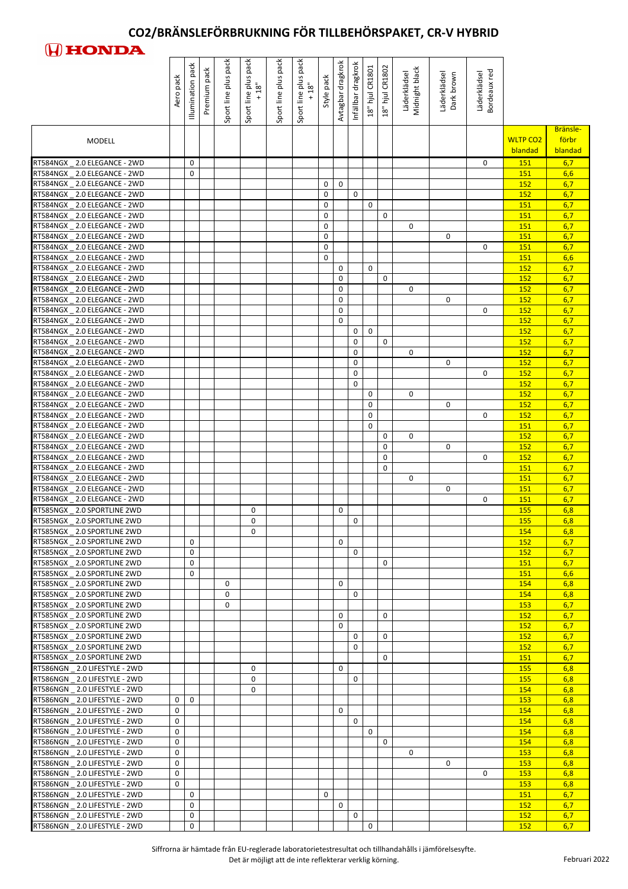# CO2/BRÄNSLEFÖRBRUKNING FÖR TILLBEHÖRSPAKET, CR-V HYBRID

**HONDA**

| MODELL | Aero pack | Illumination pack | Premium pack | Sport line plus pack | Sport line plus pack + 18" | Sport line plus pack | Sport line plus pack + 18" | Style pack | Avtagbar dragkrok | Infällbar dragkrok | 18" hjul CR1801 | 18" hjul CR1802 | Läderklädsel Midnight black | Läderklädsel Dark brown | Läderklädsel Bordeaux red | WLTP CO2 blandad | Bränsle-förbr blandad |
|---|---|---|---|---|---|---|---|---|---|---|---|---|---|---|---|---|---|
| RT584NGX _ 2.0 ELEGANCE - 2WD | | 0 | | | | | | | | | | | | | 0 | 151 | 6,7 |
| RT584NGX _ 2.0 ELEGANCE - 2WD | | 0 | | | | | | | | | | | | | | 151 | 6,6 |
| RT584NGX _ 2.0 ELEGANCE - 2WD | | | | | | | | 0 | 0 | | | | | | | 152 | 6,7 |
| RT584NGX _ 2.0 ELEGANCE - 2WD | | | | | | | | 0 | | 0 | | | | | | 152 | 6,7 |
| RT584NGX _ 2.0 ELEGANCE - 2WD | | | | | | | | 0 | | | 0 | | | | | 151 | 6,7 |
| RT584NGX _ 2.0 ELEGANCE - 2WD | | | | | | | | 0 | | | | 0 | | | | 151 | 6,7 |
| RT584NGX _ 2.0 ELEGANCE - 2WD | | | | | | | | 0 | | | | | 0 | | | 151 | 6,7 |
| RT584NGX _ 2.0 ELEGANCE - 2WD | | | | | | | | 0 | | | | | | 0 | | 151 | 6,7 |
| RT584NGX _ 2.0 ELEGANCE - 2WD | | | | | | | | 0 | | | | | | | 0 | 151 | 6,7 |
| RT584NGX _ 2.0 ELEGANCE - 2WD | | | | | | | | 0 | | | | | | | | 151 | 6,6 |
| RT584NGX _ 2.0 ELEGANCE - 2WD | | | | | | | | | 0 | | 0 | | | | | 152 | 6,7 |
| RT584NGX _ 2.0 ELEGANCE - 2WD | | | | | | | | | 0 | | | 0 | | | | 152 | 6,7 |
| RT584NGX _ 2.0 ELEGANCE - 2WD | | | | | | | | | 0 | | | | 0 | | | 152 | 6,7 |
| RT584NGX _ 2.0 ELEGANCE - 2WD | | | | | | | | | 0 | | | | | 0 | | 152 | 6,7 |
| RT584NGX _ 2.0 ELEGANCE - 2WD | | | | | | | | | 0 | | | | | | 0 | 152 | 6,7 |
| RT584NGX _ 2.0 ELEGANCE - 2WD | | | | | | | | | 0 | | | | | | | 152 | 6,7 |
| RT584NGX _ 2.0 ELEGANCE - 2WD | | | | | | | | | | 0 | 0 | | | | | 152 | 6,7 |
| RT584NGX _ 2.0 ELEGANCE - 2WD | | | | | | | | | | 0 | | 0 | | | | 152 | 6,7 |
| RT584NGX _ 2.0 ELEGANCE - 2WD | | | | | | | | | | 0 | | | 0 | | | 152 | 6,7 |
| RT584NGX _ 2.0 ELEGANCE - 2WD | | | | | | | | | | 0 | | | | 0 | | 152 | 6,7 |
| RT584NGX _ 2.0 ELEGANCE - 2WD | | | | | | | | | | 0 | | | | | 0 | 152 | 6,7 |
| RT584NGX _ 2.0 ELEGANCE - 2WD | | | | | | | | | | 0 | | | | | | 152 | 6,7 |
| RT584NGX _ 2.0 ELEGANCE - 2WD | | | | | | | | | | | 0 | | 0 | | | 152 | 6,7 |
| RT584NGX _ 2.0 ELEGANCE - 2WD | | | | | | | | | | | 0 | | | 0 | | 152 | 6,7 |
| RT584NGX _ 2.0 ELEGANCE - 2WD | | | | | | | | | | | 0 | | | | 0 | 152 | 6,7 |
| RT584NGX _ 2.0 ELEGANCE - 2WD | | | | | | | | | | | 0 | | | | | 151 | 6,7 |
| RT584NGX _ 2.0 ELEGANCE - 2WD | | | | | | | | | | | | 0 | 0 | | | 152 | 6,7 |
| RT584NGX _ 2.0 ELEGANCE - 2WD | | | | | | | | | | | | 0 | | 0 | | 152 | 6,7 |
| RT584NGX _ 2.0 ELEGANCE - 2WD | | | | | | | | | | | | 0 | | | 0 | 152 | 6,7 |
| RT584NGX _ 2.0 ELEGANCE - 2WD | | | | | | | | | | | | 0 | | | | 151 | 6,7 |
| RT584NGX _ 2.0 ELEGANCE - 2WD | | | | | | | | | | | | | 0 | | | 151 | 6,7 |
| RT584NGX _ 2.0 ELEGANCE - 2WD | | | | | | | | | | | | | | 0 | | 151 | 6,7 |
| RT584NGX _ 2.0 ELEGANCE - 2WD | | | | | | | | | | | | | | | 0 | 151 | 6,7 |
| RT585NGX _ 2.0 SPORTLINE 2WD | | | | | 0 | | | | 0 | | | | | | | 155 | 6,8 |
| RT585NGX _ 2.0 SPORTLINE 2WD | | | | | 0 | | | | | 0 | | | | | | 155 | 6,8 |
| RT585NGX _ 2.0 SPORTLINE 2WD | | | | | 0 | | | | | | | | | | | 154 | 6,8 |
| RT585NGX _ 2.0 SPORTLINE 2WD | | 0 | | | | | | | 0 | | | | | | | 152 | 6,7 |
| RT585NGX _ 2.0 SPORTLINE 2WD | | 0 | | | | | | | | 0 | | | | | | 152 | 6,7 |
| RT585NGX _ 2.0 SPORTLINE 2WD | | 0 | | | | | | | | | | 0 | | | | 151 | 6,7 |
| RT585NGX _ 2.0 SPORTLINE 2WD | | 0 | | | | | | | | | | | | | | 151 | 6,6 |
| RT585NGX _ 2.0 SPORTLINE 2WD | | | | 0 | | | | | 0 | | | | | | | 154 | 6,8 |
| RT585NGX _ 2.0 SPORTLINE 2WD | | | | 0 | | | | | | 0 | | | | | | 154 | 6,8 |
| RT585NGX _ 2.0 SPORTLINE 2WD | | | | 0 | | | | | | | | | | | | 153 | 6,7 |
| RT585NGX _ 2.0 SPORTLINE 2WD | | | | | | | | | 0 | | | 0 | | | | 152 | 6,7 |
| RT585NGX _ 2.0 SPORTLINE 2WD | | | | | | | | | 0 | | | | | | | 152 | 6,7 |
| RT585NGX _ 2.0 SPORTLINE 2WD | | | | | | | | | | 0 | | 0 | | | | 152 | 6,7 |
| RT585NGX _ 2.0 SPORTLINE 2WD | | | | | | | | | | 0 | | | | | | 152 | 6,7 |
| RT585NGX _ 2.0 SPORTLINE 2WD | | | | | | | | | | | | 0 | | | | 151 | 6,7 |
| RT586NGN _ 2.0 LIFESTYLE - 2WD | | | | | 0 | | | | 0 | | | | | | | 155 | 6,8 |
| RT586NGN _ 2.0 LIFESTYLE - 2WD | | | | | 0 | | | | | 0 | | | | | | 155 | 6,8 |
| RT586NGN _ 2.0 LIFESTYLE - 2WD | | | | | 0 | | | | | | | | | | | 154 | 6,8 |
| RT586NGN _ 2.0 LIFESTYLE - 2WD | 0 | 0 | | | | | | | | | | | | | | 153 | 6,8 |
| RT586NGN _ 2.0 LIFESTYLE - 2WD | 0 | | | | | | | | 0 | | | | | | | 154 | 6,8 |
| RT586NGN _ 2.0 LIFESTYLE - 2WD | 0 | | | | | | | | | 0 | | | | | | 154 | 6,8 |
| RT586NGN _ 2.0 LIFESTYLE - 2WD | 0 | | | | | | | | | | 0 | | | | | 154 | 6,8 |
| RT586NGN _ 2.0 LIFESTYLE - 2WD | 0 | | | | | | | | | | | 0 | | | | 154 | 6,8 |
| RT586NGN _ 2.0 LIFESTYLE - 2WD | 0 | | | | | | | | | | | | 0 | | | 153 | 6,8 |
| RT586NGN _ 2.0 LIFESTYLE - 2WD | 0 | | | | | | | | | | | | | 0 | | 153 | 6,8 |
| RT586NGN _ 2.0 LIFESTYLE - 2WD | 0 | | | | | | | | | | | | | | 0 | 153 | 6,8 |
| RT586NGN _ 2.0 LIFESTYLE - 2WD | 0 | | | | | | | | | | | | | | | 153 | 6,8 |
| RT586NGN _ 2.0 LIFESTYLE - 2WD | | 0 | | | | | | 0 | | | | | | | | 151 | 6,7 |
| RT586NGN _ 2.0 LIFESTYLE - 2WD | | 0 | | | | | | | 0 | | | | | | | 152 | 6,7 |
| RT586NGN _ 2.0 LIFESTYLE - 2WD | | 0 | | | | | | | | 0 | | | | | | 152 | 6,7 |
| RT586NGN _ 2.0 LIFESTYLE - 2WD | | 0 | | | | | | | | | 0 | | | | | 152 | 6,7 |

Siffrorna är hämtade från EU-reglerade laboratorietestresultat och tillhandahålls i jämförelsesyfte.
Det är möjligt att de inte reflekterar verklig körning.

Februari 2022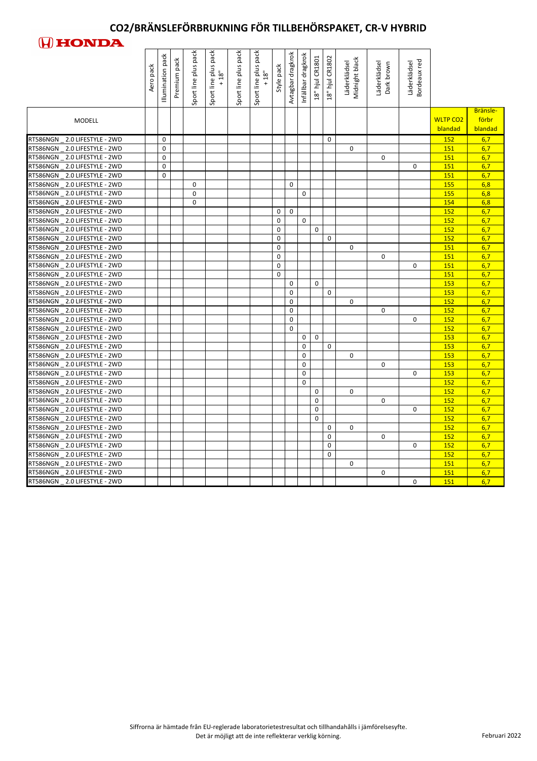# CO2/BRÄNSLEFÖRBRUKNING FÖR TILLBEHÖRSPAKET, CR-V HYBRID

HONDA

| MODELL | Aero pack | Illumination pack | Premium pack | Sport line plus pack | Sport line plus pack + 18" | Sport line plus pack | Sport line plus pack + 18" | Style pack | Avtagbar dragkrok | Infällbar dragkrok | 18" hjul CR1801 | 18" hjul CR1802 | Läderklädsel Midnight black | Läderklädsel Dark brown | Läderklädsel Bordeaux red | WLTP CO2 blandad | Bränsle-förbr blandad |
|---|---|---|---|---|---|---|---|---|---|---|---|---|---|---|---|---|---|
| RT586NGN _ 2.0 LIFESTYLE - 2WD | | 0 | | | | | | | | | | 0 | | | | 152 | 6,7 |
| RT586NGN _ 2.0 LIFESTYLE - 2WD | | 0 | | | | | | | | | | | 0 | | | 151 | 6,7 |
| RT586NGN _ 2.0 LIFESTYLE - 2WD | | 0 | | | | | | | | | | | | 0 | | 151 | 6,7 |
| RT586NGN _ 2.0 LIFESTYLE - 2WD | | 0 | | | | | | | | | | | | | 0 | 151 | 6,7 |
| RT586NGN _ 2.0 LIFESTYLE - 2WD | | 0 | | | | | | | | | | | | | | 151 | 6,7 |
| RT586NGN _ 2.0 LIFESTYLE - 2WD | | | | 0 | | | | | 0 | | | | | | | 155 | 6,8 |
| RT586NGN _ 2.0 LIFESTYLE - 2WD | | | | 0 | | | | | | 0 | | | | | | 155 | 6,8 |
| RT586NGN _ 2.0 LIFESTYLE - 2WD | | | | 0 | | | | | | | | | | | | 154 | 6,8 |
| RT586NGN _ 2.0 LIFESTYLE - 2WD | | | | | | | | 0 | 0 | | | | | | | 152 | 6,7 |
| RT586NGN _ 2.0 LIFESTYLE - 2WD | | | | | | | | 0 | | 0 | | | | | | 152 | 6,7 |
| RT586NGN _ 2.0 LIFESTYLE - 2WD | | | | | | | | 0 | | | 0 | | | | | 152 | 6,7 |
| RT586NGN _ 2.0 LIFESTYLE - 2WD | | | | | | | | 0 | | | | 0 | | | | 152 | 6,7 |
| RT586NGN _ 2.0 LIFESTYLE - 2WD | | | | | | | | 0 | | | | | 0 | | | 151 | 6,7 |
| RT586NGN _ 2.0 LIFESTYLE - 2WD | | | | | | | | 0 | | | | | | 0 | | 151 | 6,7 |
| RT586NGN _ 2.0 LIFESTYLE - 2WD | | | | | | | | 0 | | | | | | | 0 | 151 | 6,7 |
| RT586NGN _ 2.0 LIFESTYLE - 2WD | | | | | | | | 0 | | | | | | | | 151 | 6,7 |
| RT586NGN _ 2.0 LIFESTYLE - 2WD | | | | | | | | | 0 | | 0 | | | | | 153 | 6,7 |
| RT586NGN _ 2.0 LIFESTYLE - 2WD | | | | | | | | | 0 | | | 0 | | | | 153 | 6,7 |
| RT586NGN _ 2.0 LIFESTYLE - 2WD | | | | | | | | | 0 | | | | 0 | | | 152 | 6,7 |
| RT586NGN _ 2.0 LIFESTYLE - 2WD | | | | | | | | | 0 | | | | | 0 | | 152 | 6,7 |
| RT586NGN _ 2.0 LIFESTYLE - 2WD | | | | | | | | | 0 | | | | | | 0 | 152 | 6,7 |
| RT586NGN _ 2.0 LIFESTYLE - 2WD | | | | | | | | | 0 | | | | | | | 152 | 6,7 |
| RT586NGN _ 2.0 LIFESTYLE - 2WD | | | | | | | | | | 0 | 0 | | | | | 153 | 6,7 |
| RT586NGN _ 2.0 LIFESTYLE - 2WD | | | | | | | | | | 0 | | 0 | | | | 153 | 6,7 |
| RT586NGN _ 2.0 LIFESTYLE - 2WD | | | | | | | | | | 0 | | | 0 | | | 153 | 6,7 |
| RT586NGN _ 2.0 LIFESTYLE - 2WD | | | | | | | | | | 0 | | | | 0 | | 153 | 6,7 |
| RT586NGN _ 2.0 LIFESTYLE - 2WD | | | | | | | | | | 0 | | | | | 0 | 153 | 6,7 |
| RT586NGN _ 2.0 LIFESTYLE - 2WD | | | | | | | | | | 0 | | | | | | 152 | 6,7 |
| RT586NGN _ 2.0 LIFESTYLE - 2WD | | | | | | | | | | | 0 | | 0 | | | 152 | 6,7 |
| RT586NGN _ 2.0 LIFESTYLE - 2WD | | | | | | | | | | | 0 | | | 0 | | 152 | 6,7 |
| RT586NGN _ 2.0 LIFESTYLE - 2WD | | | | | | | | | | | 0 | | | | 0 | 152 | 6,7 |
| RT586NGN _ 2.0 LIFESTYLE - 2WD | | | | | | | | | | | 0 | | | | | 152 | 6,7 |
| RT586NGN _ 2.0 LIFESTYLE - 2WD | | | | | | | | | | | | 0 | 0 | | | 152 | 6,7 |
| RT586NGN _ 2.0 LIFESTYLE - 2WD | | | | | | | | | | | | 0 | | 0 | | 152 | 6,7 |
| RT586NGN _ 2.0 LIFESTYLE - 2WD | | | | | | | | | | | | 0 | | | 0 | 152 | 6,7 |
| RT586NGN _ 2.0 LIFESTYLE - 2WD | | | | | | | | | | | | 0 | | | | 152 | 6,7 |
| RT586NGN _ 2.0 LIFESTYLE - 2WD | | | | | | | | | | | | | 0 | | | 151 | 6,7 |
| RT586NGN _ 2.0 LIFESTYLE - 2WD | | | | | | | | | | | | | | 0 | | 151 | 6,7 |
| RT586NGN _ 2.0 LIFESTYLE - 2WD | | | | | | | | | | | | | | | 0 | 151 | 6,7 |

Siffrorna är hämtade från EU-reglerade laboratorietestresultat och tillhandahålls i jämförelsesyfte.
Det är möjligt att de inte reflekterar verklig körning.

Februari 2022